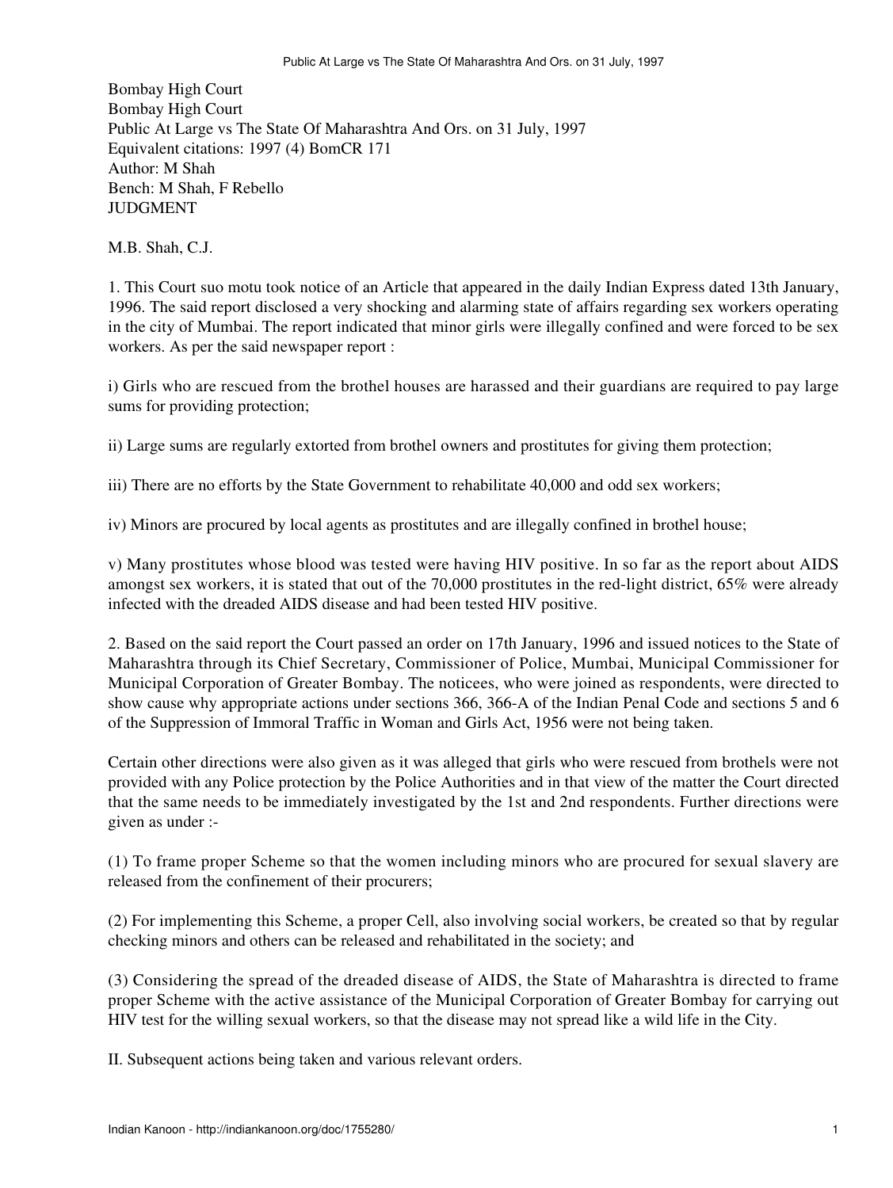Bombay High Court
Bombay High Court
Public At Large vs The State Of Maharashtra And Ors. on 31 July, 1997
Equivalent citations: 1997 (4) BomCR 171
Author: M Shah
Bench: M Shah, F Rebello
JUDGMENT

M.B. Shah, C.J.

1. This Court suo motu took notice of an Article that appeared in the daily Indian Express dated 13th January, 1996. The said report disclosed a very shocking and alarming state of affairs regarding sex workers operating in the city of Mumbai. The report indicated that minor girls were illegally confined and were forced to be sex workers. As per the said newspaper report :

i) Girls who are rescued from the brothel houses are harassed and their guardians are required to pay large sums for providing protection;

ii) Large sums are regularly extorted from brothel owners and prostitutes for giving them protection;

iii) There are no efforts by the State Government to rehabilitate 40,000 and odd sex workers;

iv) Minors are procured by local agents as prostitutes and are illegally confined in brothel house;

v) Many prostitutes whose blood was tested were having HIV positive. In so far as the report about AIDS amongst sex workers, it is stated that out of the 70,000 prostitutes in the red-light district, 65% were already infected with the dreaded AIDS disease and had been tested HIV positive.

2. Based on the said report the Court passed an order on 17th January, 1996 and issued notices to the State of Maharashtra through its Chief Secretary, Commissioner of Police, Mumbai, Municipal Commissioner for Municipal Corporation of Greater Bombay. The noticees, who were joined as respondents, were directed to show cause why appropriate actions under sections 366, 366-A of the Indian Penal Code and sections 5 and 6 of the Suppression of Immoral Traffic in Woman and Girls Act, 1956 were not being taken.

Certain other directions were also given as it was alleged that girls who were rescued from brothels were not provided with any Police protection by the Police Authorities and in that view of the matter the Court directed that the same needs to be immediately investigated by the 1st and 2nd respondents. Further directions were given as under :-

(1) To frame proper Scheme so that the women including minors who are procured for sexual slavery are released from the confinement of their procurers;

(2) For implementing this Scheme, a proper Cell, also involving social workers, be created so that by regular checking minors and others can be released and rehabilitated in the society; and

(3) Considering the spread of the dreaded disease of AIDS, the State of Maharashtra is directed to frame proper Scheme with the active assistance of the Municipal Corporation of Greater Bombay for carrying out HIV test for the willing sexual workers, so that the disease may not spread like a wild life in the City.

II. Subsequent actions being taken and various relevant orders.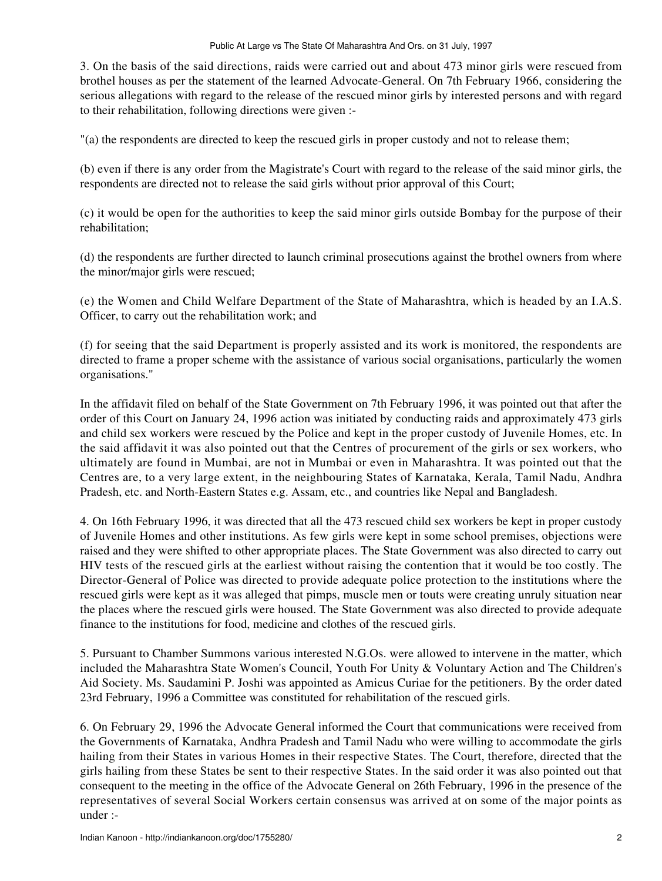3. On the basis of the said directions, raids were carried out and about 473 minor girls were rescued from brothel houses as per the statement of the learned Advocate-General. On 7th February 1966, considering the serious allegations with regard to the release of the rescued minor girls by interested persons and with regard to their rehabilitation, following directions were given :-

"(a) the respondents are directed to keep the rescued girls in proper custody and not to release them;

(b) even if there is any order from the Magistrate's Court with regard to the release of the said minor girls, the respondents are directed not to release the said girls without prior approval of this Court;

(c) it would be open for the authorities to keep the said minor girls outside Bombay for the purpose of their rehabilitation;

(d) the respondents are further directed to launch criminal prosecutions against the brothel owners from where the minor/major girls were rescued;

(e) the Women and Child Welfare Department of the State of Maharashtra, which is headed by an I.A.S. Officer, to carry out the rehabilitation work; and

(f) for seeing that the said Department is properly assisted and its work is monitored, the respondents are directed to frame a proper scheme with the assistance of various social organisations, particularly the women organisations."

In the affidavit filed on behalf of the State Government on 7th February 1996, it was pointed out that after the order of this Court on January 24, 1996 action was initiated by conducting raids and approximately 473 girls and child sex workers were rescued by the Police and kept in the proper custody of Juvenile Homes, etc. In the said affidavit it was also pointed out that the Centres of procurement of the girls or sex workers, who ultimately are found in Mumbai, are not in Mumbai or even in Maharashtra. It was pointed out that the Centres are, to a very large extent, in the neighbouring States of Karnataka, Kerala, Tamil Nadu, Andhra Pradesh, etc. and North-Eastern States e.g. Assam, etc., and countries like Nepal and Bangladesh.

4. On 16th February 1996, it was directed that all the 473 rescued child sex workers be kept in proper custody of Juvenile Homes and other institutions. As few girls were kept in some school premises, objections were raised and they were shifted to other appropriate places. The State Government was also directed to carry out HIV tests of the rescued girls at the earliest without raising the contention that it would be too costly. The Director-General of Police was directed to provide adequate police protection to the institutions where the rescued girls were kept as it was alleged that pimps, muscle men or touts were creating unruly situation near the places where the rescued girls were housed. The State Government was also directed to provide adequate finance to the institutions for food, medicine and clothes of the rescued girls.

5. Pursuant to Chamber Summons various interested N.G.Os. were allowed to intervene in the matter, which included the Maharashtra State Women's Council, Youth For Unity & Voluntary Action and The Children's Aid Society. Ms. Saudamini P. Joshi was appointed as Amicus Curiae for the petitioners. By the order dated 23rd February, 1996 a Committee was constituted for rehabilitation of the rescued girls.

6. On February 29, 1996 the Advocate General informed the Court that communications were received from the Governments of Karnataka, Andhra Pradesh and Tamil Nadu who were willing to accommodate the girls hailing from their States in various Homes in their respective States. The Court, therefore, directed that the girls hailing from these States be sent to their respective States. In the said order it was also pointed out that consequent to the meeting in the office of the Advocate General on 26th February, 1996 in the presence of the representatives of several Social Workers certain consensus was arrived at on some of the major points as under :-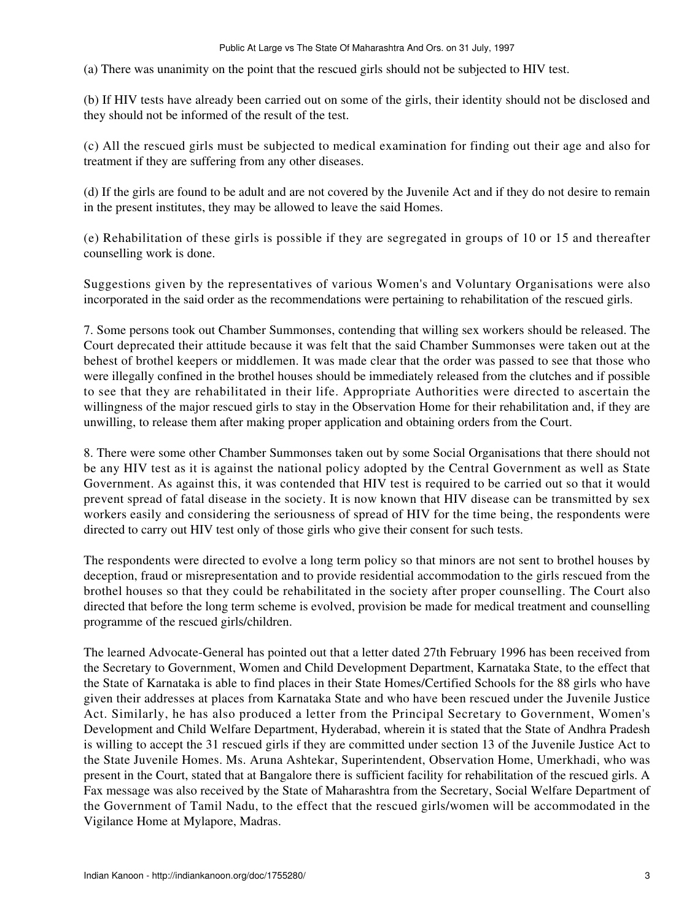(a) There was unanimity on the point that the rescued girls should not be subjected to HIV test.

(b) If HIV tests have already been carried out on some of the girls, their identity should not be disclosed and they should not be informed of the result of the test.

(c) All the rescued girls must be subjected to medical examination for finding out their age and also for treatment if they are suffering from any other diseases.

(d) If the girls are found to be adult and are not covered by the Juvenile Act and if they do not desire to remain in the present institutes, they may be allowed to leave the said Homes.

(e) Rehabilitation of these girls is possible if they are segregated in groups of 10 or 15 and thereafter counselling work is done.

Suggestions given by the representatives of various Women's and Voluntary Organisations were also incorporated in the said order as the recommendations were pertaining to rehabilitation of the rescued girls.

7. Some persons took out Chamber Summonses, contending that willing sex workers should be released. The Court deprecated their attitude because it was felt that the said Chamber Summonses were taken out at the behest of brothel keepers or middlemen. It was made clear that the order was passed to see that those who were illegally confined in the brothel houses should be immediately released from the clutches and if possible to see that they are rehabilitated in their life. Appropriate Authorities were directed to ascertain the willingness of the major rescued girls to stay in the Observation Home for their rehabilitation and, if they are unwilling, to release them after making proper application and obtaining orders from the Court.

8. There were some other Chamber Summonses taken out by some Social Organisations that there should not be any HIV test as it is against the national policy adopted by the Central Government as well as State Government. As against this, it was contended that HIV test is required to be carried out so that it would prevent spread of fatal disease in the society. It is now known that HIV disease can be transmitted by sex workers easily and considering the seriousness of spread of HIV for the time being, the respondents were directed to carry out HIV test only of those girls who give their consent for such tests.

The respondents were directed to evolve a long term policy so that minors are not sent to brothel houses by deception, fraud or misrepresentation and to provide residential accommodation to the girls rescued from the brothel houses so that they could be rehabilitated in the society after proper counselling. The Court also directed that before the long term scheme is evolved, provision be made for medical treatment and counselling programme of the rescued girls/children.

The learned Advocate-General has pointed out that a letter dated 27th February 1996 has been received from the Secretary to Government, Women and Child Development Department, Karnataka State, to the effect that the State of Karnataka is able to find places in their State Homes/Certified Schools for the 88 girls who have given their addresses at places from Karnataka State and who have been rescued under the Juvenile Justice Act. Similarly, he has also produced a letter from the Principal Secretary to Government, Women's Development and Child Welfare Department, Hyderabad, wherein it is stated that the State of Andhra Pradesh is willing to accept the 31 rescued girls if they are committed under section 13 of the Juvenile Justice Act to the State Juvenile Homes. Ms. Aruna Ashtekar, Superintendent, Observation Home, Umerkhadi, who was present in the Court, stated that at Bangalore there is sufficient facility for rehabilitation of the rescued girls. A Fax message was also received by the State of Maharashtra from the Secretary, Social Welfare Department of the Government of Tamil Nadu, to the effect that the rescued girls/women will be accommodated in the Vigilance Home at Mylapore, Madras.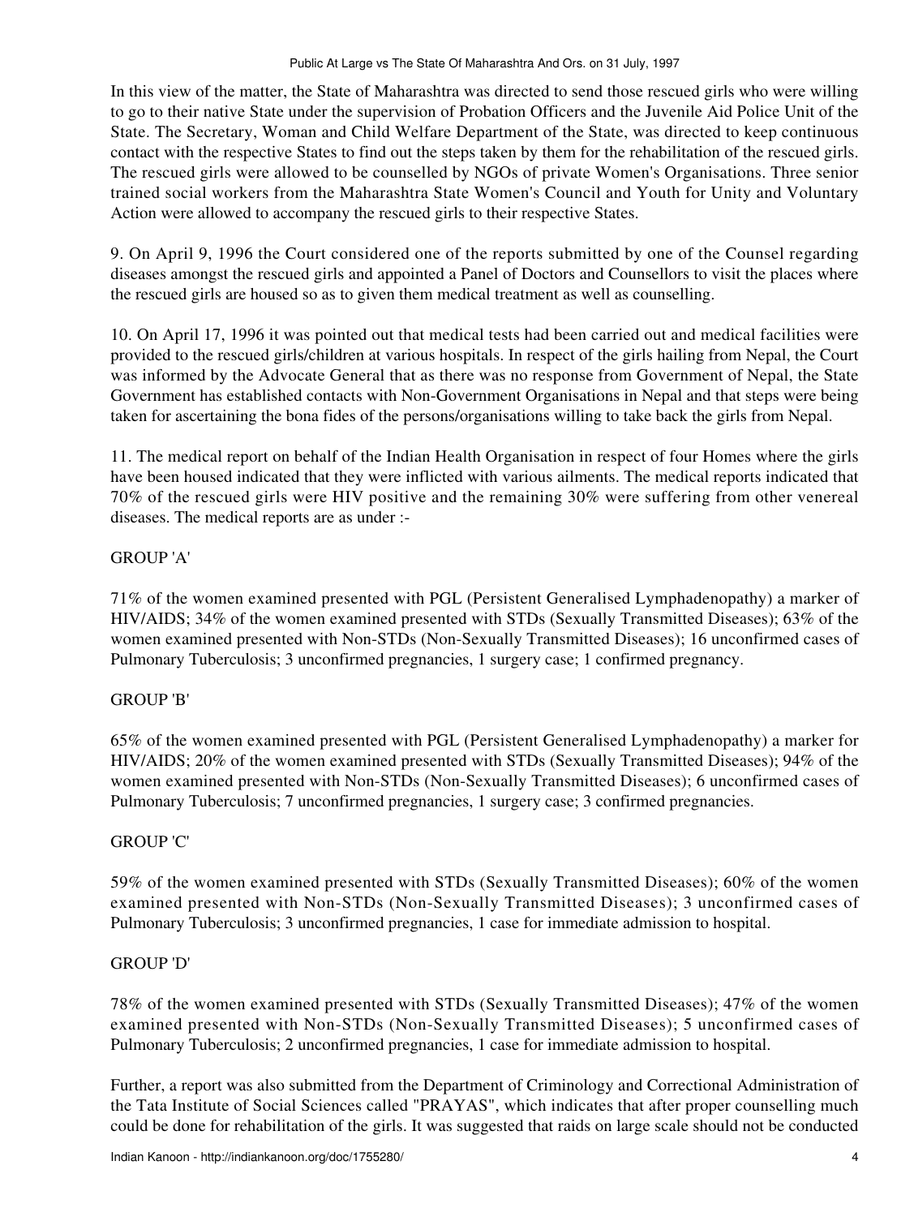In this view of the matter, the State of Maharashtra was directed to send those rescued girls who were willing to go to their native State under the supervision of Probation Officers and the Juvenile Aid Police Unit of the State. The Secretary, Woman and Child Welfare Department of the State, was directed to keep continuous contact with the respective States to find out the steps taken by them for the rehabilitation of the rescued girls. The rescued girls were allowed to be counselled by NGOs of private Women's Organisations. Three senior trained social workers from the Maharashtra State Women's Council and Youth for Unity and Voluntary Action were allowed to accompany the rescued girls to their respective States.

9. On April 9, 1996 the Court considered one of the reports submitted by one of the Counsel regarding diseases amongst the rescued girls and appointed a Panel of Doctors and Counsellors to visit the places where the rescued girls are housed so as to given them medical treatment as well as counselling.

10. On April 17, 1996 it was pointed out that medical tests had been carried out and medical facilities were provided to the rescued girls/children at various hospitals. In respect of the girls hailing from Nepal, the Court was informed by the Advocate General that as there was no response from Government of Nepal, the State Government has established contacts with Non-Government Organisations in Nepal and that steps were being taken for ascertaining the bona fides of the persons/organisations willing to take back the girls from Nepal.

11. The medical report on behalf of the Indian Health Organisation in respect of four Homes where the girls have been housed indicated that they were inflicted with various ailments. The medical reports indicated that 70% of the rescued girls were HIV positive and the remaining 30% were suffering from other venereal diseases. The medical reports are as under :-

GROUP 'A'

71% of the women examined presented with PGL (Persistent Generalised Lymphadenopathy) a marker of HIV/AIDS; 34% of the women examined presented with STDs (Sexually Transmitted Diseases); 63% of the women examined presented with Non-STDs (Non-Sexually Transmitted Diseases); 16 unconfirmed cases of Pulmonary Tuberculosis; 3 unconfirmed pregnancies, 1 surgery case; 1 confirmed pregnancy.

GROUP 'B'

65% of the women examined presented with PGL (Persistent Generalised Lymphadenopathy) a marker for HIV/AIDS; 20% of the women examined presented with STDs (Sexually Transmitted Diseases); 94% of the women examined presented with Non-STDs (Non-Sexually Transmitted Diseases); 6 unconfirmed cases of Pulmonary Tuberculosis; 7 unconfirmed pregnancies, 1 surgery case; 3 confirmed pregnancies.

GROUP 'C'

59% of the women examined presented with STDs (Sexually Transmitted Diseases); 60% of the women examined presented with Non-STDs (Non-Sexually Transmitted Diseases); 3 unconfirmed cases of Pulmonary Tuberculosis; 3 unconfirmed pregnancies, 1 case for immediate admission to hospital.

GROUP 'D'

78% of the women examined presented with STDs (Sexually Transmitted Diseases); 47% of the women examined presented with Non-STDs (Non-Sexually Transmitted Diseases); 5 unconfirmed cases of Pulmonary Tuberculosis; 2 unconfirmed pregnancies, 1 case for immediate admission to hospital.

Further, a report was also submitted from the Department of Criminology and Correctional Administration of the Tata Institute of Social Sciences called "PRAYAS", which indicates that after proper counselling much could be done for rehabilitation of the girls. It was suggested that raids on large scale should not be conducted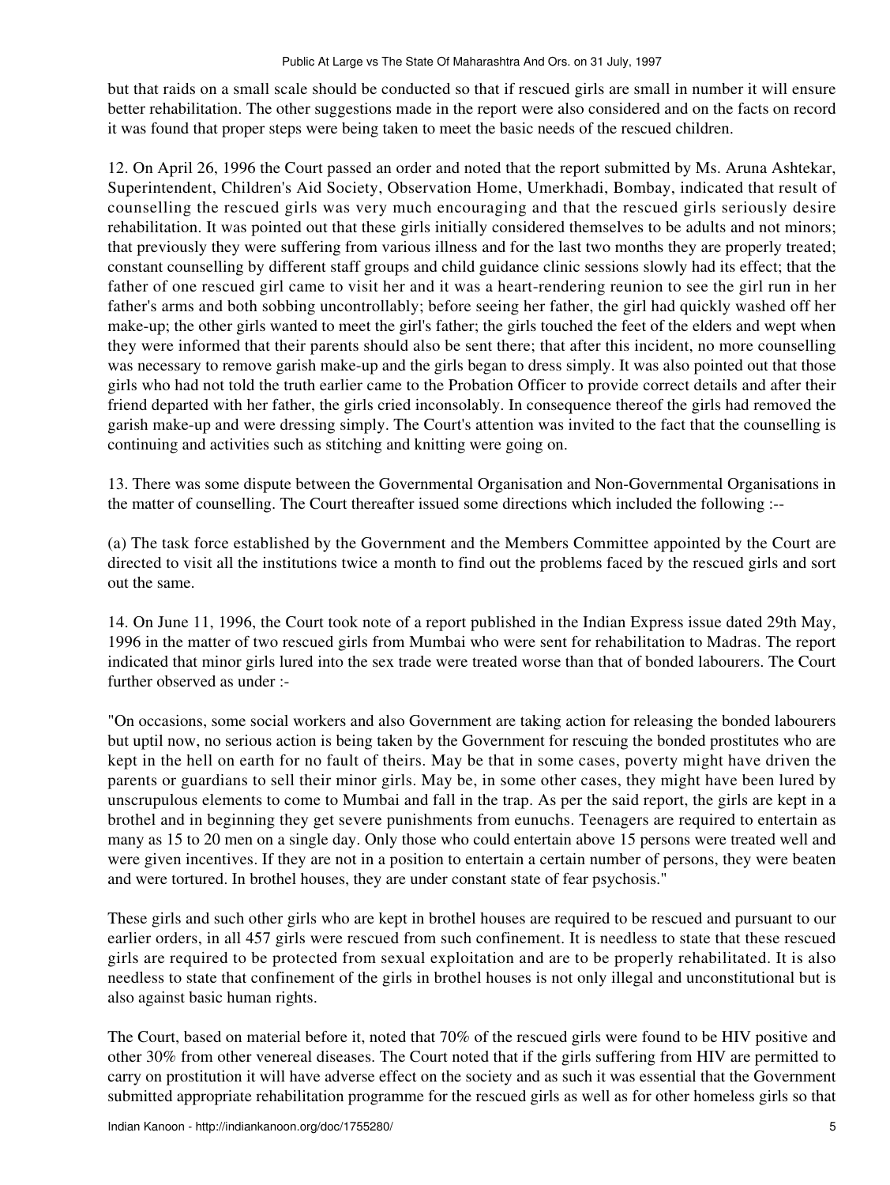but that raids on a small scale should be conducted so that if rescued girls are small in number it will ensure better rehabilitation. The other suggestions made in the report were also considered and on the facts on record it was found that proper steps were being taken to meet the basic needs of the rescued children.

12. On April 26, 1996 the Court passed an order and noted that the report submitted by Ms. Aruna Ashtekar, Superintendent, Children's Aid Society, Observation Home, Umerkhadi, Bombay, indicated that result of counselling the rescued girls was very much encouraging and that the rescued girls seriously desire rehabilitation. It was pointed out that these girls initially considered themselves to be adults and not minors; that previously they were suffering from various illness and for the last two months they are properly treated; constant counselling by different staff groups and child guidance clinic sessions slowly had its effect; that the father of one rescued girl came to visit her and it was a heart-rendering reunion to see the girl run in her father's arms and both sobbing uncontrollably; before seeing her father, the girl had quickly washed off her make-up; the other girls wanted to meet the girl's father; the girls touched the feet of the elders and wept when they were informed that their parents should also be sent there; that after this incident, no more counselling was necessary to remove garish make-up and the girls began to dress simply. It was also pointed out that those girls who had not told the truth earlier came to the Probation Officer to provide correct details and after their friend departed with her father, the girls cried inconsolably. In consequence thereof the girls had removed the garish make-up and were dressing simply. The Court's attention was invited to the fact that the counselling is continuing and activities such as stitching and knitting were going on.

13. There was some dispute between the Governmental Organisation and Non-Governmental Organisations in the matter of counselling. The Court thereafter issued some directions which included the following :--

(a) The task force established by the Government and the Members Committee appointed by the Court are directed to visit all the institutions twice a month to find out the problems faced by the rescued girls and sort out the same.

14. On June 11, 1996, the Court took note of a report published in the Indian Express issue dated 29th May, 1996 in the matter of two rescued girls from Mumbai who were sent for rehabilitation to Madras. The report indicated that minor girls lured into the sex trade were treated worse than that of bonded labourers. The Court further observed as under :-

"On occasions, some social workers and also Government are taking action for releasing the bonded labourers but uptil now, no serious action is being taken by the Government for rescuing the bonded prostitutes who are kept in the hell on earth for no fault of theirs. May be that in some cases, poverty might have driven the parents or guardians to sell their minor girls. May be, in some other cases, they might have been lured by unscrupulous elements to come to Mumbai and fall in the trap. As per the said report, the girls are kept in a brothel and in beginning they get severe punishments from eunuchs. Teenagers are required to entertain as many as 15 to 20 men on a single day. Only those who could entertain above 15 persons were treated well and were given incentives. If they are not in a position to entertain a certain number of persons, they were beaten and were tortured. In brothel houses, they are under constant state of fear psychosis."

These girls and such other girls who are kept in brothel houses are required to be rescued and pursuant to our earlier orders, in all 457 girls were rescued from such confinement. It is needless to state that these rescued girls are required to be protected from sexual exploitation and are to be properly rehabilitated. It is also needless to state that confinement of the girls in brothel houses is not only illegal and unconstitutional but is also against basic human rights.

The Court, based on material before it, noted that 70% of the rescued girls were found to be HIV positive and other 30% from other venereal diseases. The Court noted that if the girls suffering from HIV are permitted to carry on prostitution it will have adverse effect on the society and as such it was essential that the Government submitted appropriate rehabilitation programme for the rescued girls as well as for other homeless girls so that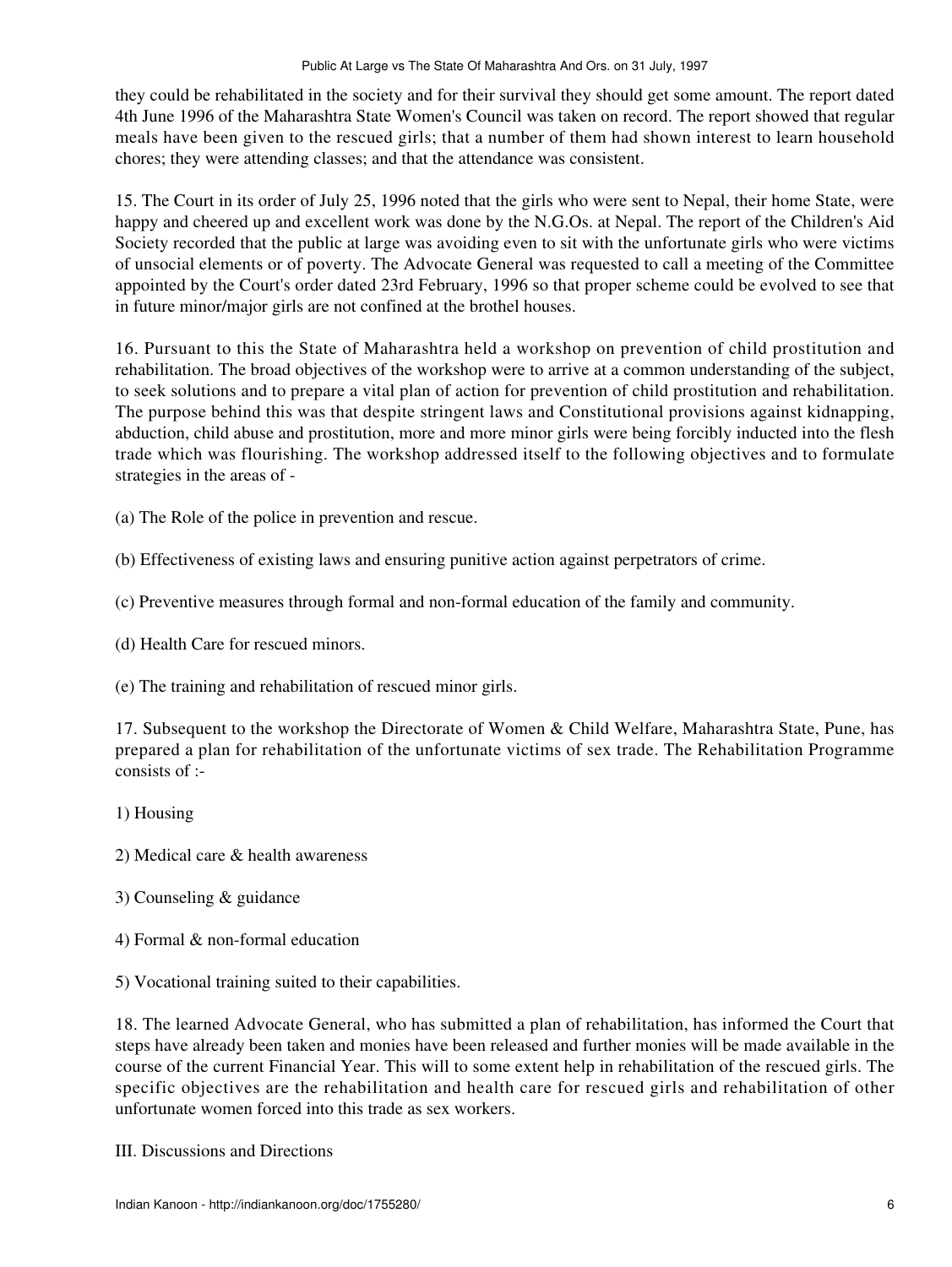they could be rehabilitated in the society and for their survival they should get some amount. The report dated 4th June 1996 of the Maharashtra State Women's Council was taken on record. The report showed that regular meals have been given to the rescued girls; that a number of them had shown interest to learn household chores; they were attending classes; and that the attendance was consistent.

15. The Court in its order of July 25, 1996 noted that the girls who were sent to Nepal, their home State, were happy and cheered up and excellent work was done by the N.G.Os. at Nepal. The report of the Children's Aid Society recorded that the public at large was avoiding even to sit with the unfortunate girls who were victims of unsocial elements or of poverty. The Advocate General was requested to call a meeting of the Committee appointed by the Court's order dated 23rd February, 1996 so that proper scheme could be evolved to see that in future minor/major girls are not confined at the brothel houses.

16. Pursuant to this the State of Maharashtra held a workshop on prevention of child prostitution and rehabilitation. The broad objectives of the workshop were to arrive at a common understanding of the subject, to seek solutions and to prepare a vital plan of action for prevention of child prostitution and rehabilitation. The purpose behind this was that despite stringent laws and Constitutional provisions against kidnapping, abduction, child abuse and prostitution, more and more minor girls were being forcibly inducted into the flesh trade which was flourishing. The workshop addressed itself to the following objectives and to formulate strategies in the areas of -

(a) The Role of the police in prevention and rescue.

(b) Effectiveness of existing laws and ensuring punitive action against perpetrators of crime.

(c) Preventive measures through formal and non-formal education of the family and community.

(d) Health Care for rescued minors.

(e) The training and rehabilitation of rescued minor girls.

17. Subsequent to the workshop the Directorate of Women & Child Welfare, Maharashtra State, Pune, has prepared a plan for rehabilitation of the unfortunate victims of sex trade. The Rehabilitation Programme consists of :-

1) Housing

2) Medical care & health awareness

3) Counseling & guidance

4) Formal & non-formal education

5) Vocational training suited to their capabilities.

18. The learned Advocate General, who has submitted a plan of rehabilitation, has informed the Court that steps have already been taken and monies have been released and further monies will be made available in the course of the current Financial Year. This will to some extent help in rehabilitation of the rescued girls. The specific objectives are the rehabilitation and health care for rescued girls and rehabilitation of other unfortunate women forced into this trade as sex workers.

III. Discussions and Directions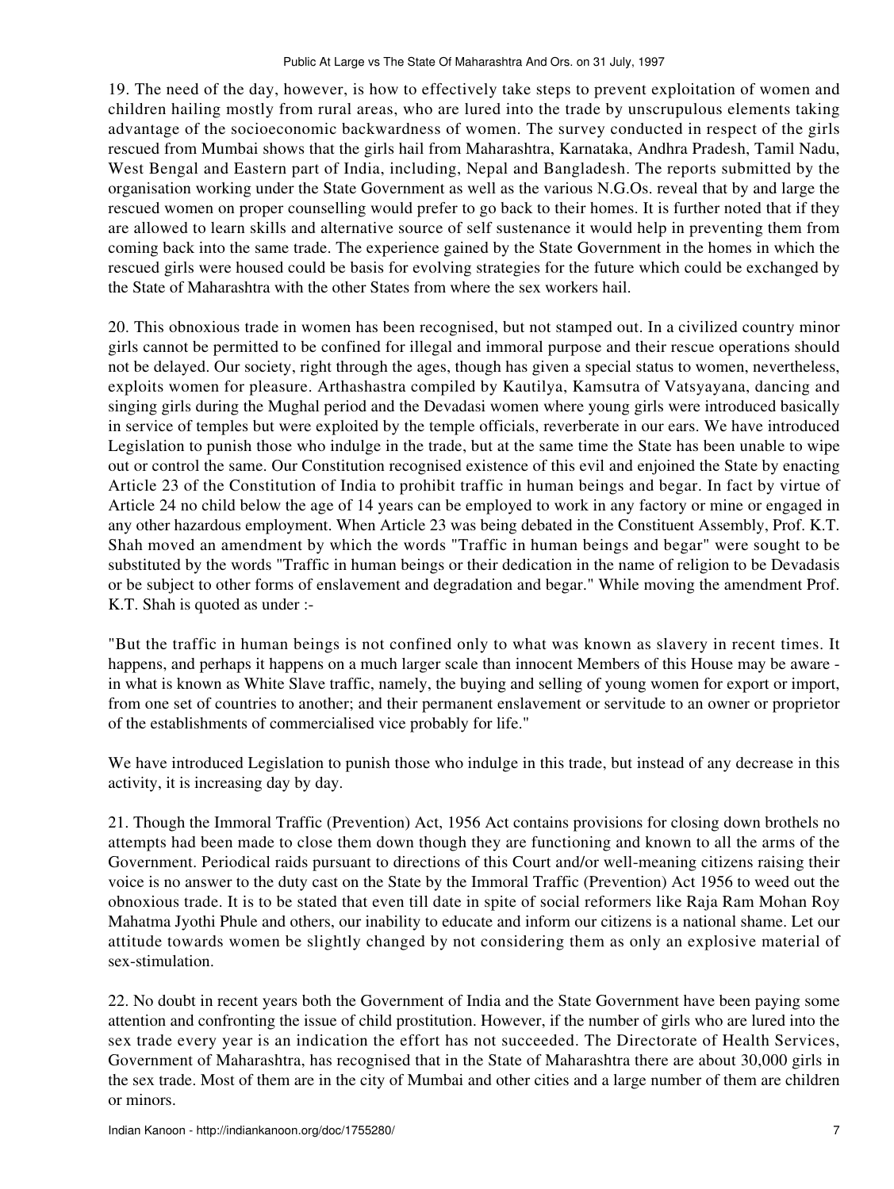19. The need of the day, however, is how to effectively take steps to prevent exploitation of women and children hailing mostly from rural areas, who are lured into the trade by unscrupulous elements taking advantage of the socioeconomic backwardness of women. The survey conducted in respect of the girls rescued from Mumbai shows that the girls hail from Maharashtra, Karnataka, Andhra Pradesh, Tamil Nadu, West Bengal and Eastern part of India, including, Nepal and Bangladesh. The reports submitted by the organisation working under the State Government as well as the various N.G.Os. reveal that by and large the rescued women on proper counselling would prefer to go back to their homes. It is further noted that if they are allowed to learn skills and alternative source of self sustenance it would help in preventing them from coming back into the same trade. The experience gained by the State Government in the homes in which the rescued girls were housed could be basis for evolving strategies for the future which could be exchanged by the State of Maharashtra with the other States from where the sex workers hail.

20. This obnoxious trade in women has been recognised, but not stamped out. In a civilized country minor girls cannot be permitted to be confined for illegal and immoral purpose and their rescue operations should not be delayed. Our society, right through the ages, though has given a special status to women, nevertheless, exploits women for pleasure. Arthashastra compiled by Kautilya, Kamsutra of Vatsyayana, dancing and singing girls during the Mughal period and the Devadasi women where young girls were introduced basically in service of temples but were exploited by the temple officials, reverberate in our ears. We have introduced Legislation to punish those who indulge in the trade, but at the same time the State has been unable to wipe out or control the same. Our Constitution recognised existence of this evil and enjoined the State by enacting Article 23 of the Constitution of India to prohibit traffic in human beings and begar. In fact by virtue of Article 24 no child below the age of 14 years can be employed to work in any factory or mine or engaged in any other hazardous employment. When Article 23 was being debated in the Constituent Assembly, Prof. K.T. Shah moved an amendment by which the words "Traffic in human beings and begar" were sought to be substituted by the words "Traffic in human beings or their dedication in the name of religion to be Devadasis or be subject to other forms of enslavement and degradation and begar." While moving the amendment Prof. K.T. Shah is quoted as under :-

"But the traffic in human beings is not confined only to what was known as slavery in recent times. It happens, and perhaps it happens on a much larger scale than innocent Members of this House may be aware - in what is known as White Slave traffic, namely, the buying and selling of young women for export or import, from one set of countries to another; and their permanent enslavement or servitude to an owner or proprietor of the establishments of commercialised vice probably for life."

We have introduced Legislation to punish those who indulge in this trade, but instead of any decrease in this activity, it is increasing day by day.

21. Though the Immoral Traffic (Prevention) Act, 1956 Act contains provisions for closing down brothels no attempts had been made to close them down though they are functioning and known to all the arms of the Government. Periodical raids pursuant to directions of this Court and/or well-meaning citizens raising their voice is no answer to the duty cast on the State by the Immoral Traffic (Prevention) Act 1956 to weed out the obnoxious trade. It is to be stated that even till date in spite of social reformers like Raja Ram Mohan Roy Mahatma Jyothi Phule and others, our inability to educate and inform our citizens is a national shame. Let our attitude towards women be slightly changed by not considering them as only an explosive material of sex-stimulation.

22. No doubt in recent years both the Government of India and the State Government have been paying some attention and confronting the issue of child prostitution. However, if the number of girls who are lured into the sex trade every year is an indication the effort has not succeeded. The Directorate of Health Services, Government of Maharashtra, has recognised that in the State of Maharashtra there are about 30,000 girls in the sex trade. Most of them are in the city of Mumbai and other cities and a large number of them are children or minors.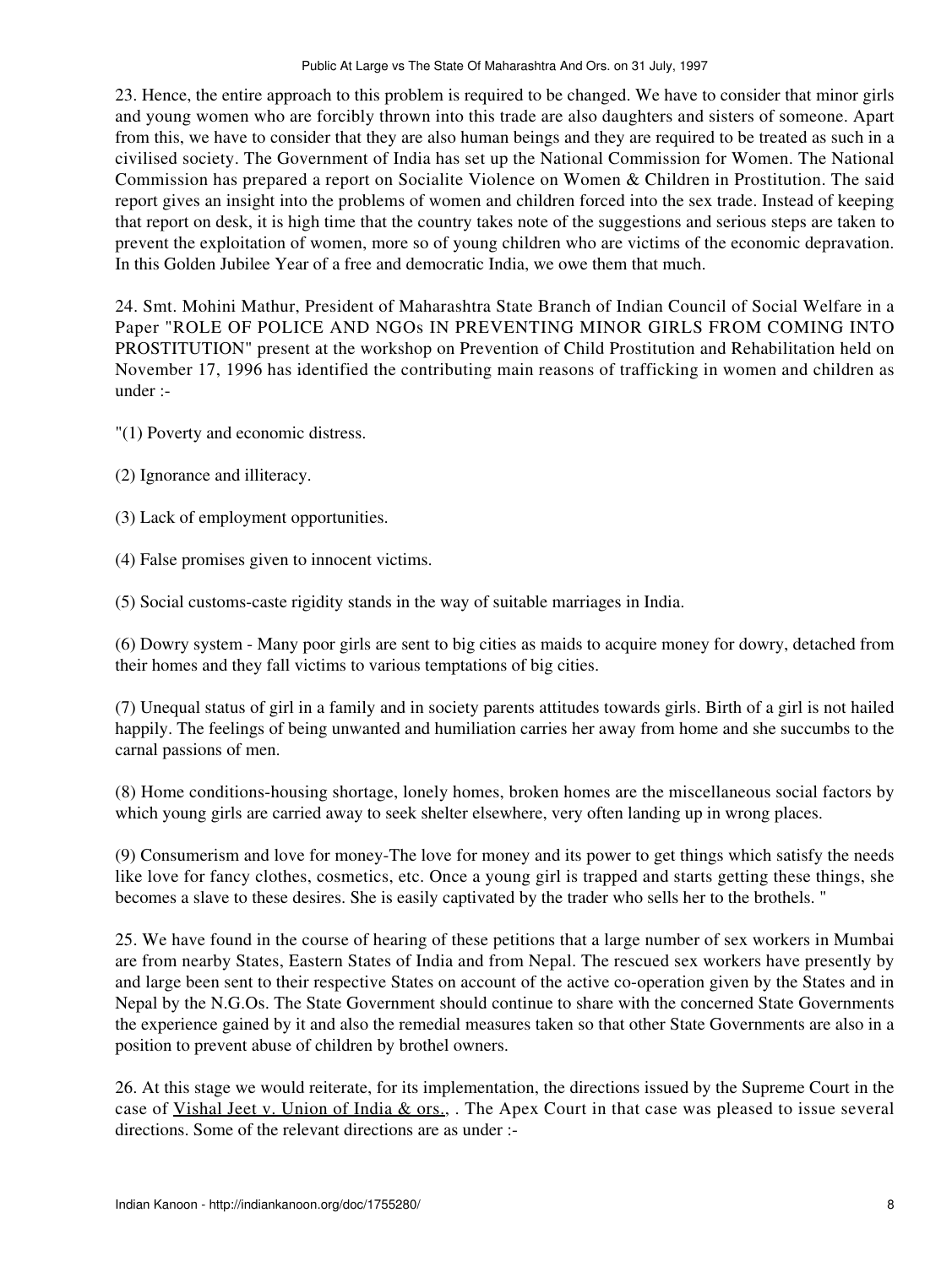23. Hence, the entire approach to this problem is required to be changed. We have to consider that minor girls and young women who are forcibly thrown into this trade are also daughters and sisters of someone. Apart from this, we have to consider that they are also human beings and they are required to be treated as such in a civilised society. The Government of India has set up the National Commission for Women. The National Commission has prepared a report on Socialite Violence on Women & Children in Prostitution. The said report gives an insight into the problems of women and children forced into the sex trade. Instead of keeping that report on desk, it is high time that the country takes note of the suggestions and serious steps are taken to prevent the exploitation of women, more so of young children who are victims of the economic depravation. In this Golden Jubilee Year of a free and democratic India, we owe them that much.

24. Smt. Mohini Mathur, President of Maharashtra State Branch of Indian Council of Social Welfare in a Paper "ROLE OF POLICE AND NGOs IN PREVENTING MINOR GIRLS FROM COMING INTO PROSTITUTION" present at the workshop on Prevention of Child Prostitution and Rehabilitation held on November 17, 1996 has identified the contributing main reasons of trafficking in women and children as under :-

"(1) Poverty and economic distress.

(2) Ignorance and illiteracy.

(3) Lack of employment opportunities.

(4) False promises given to innocent victims.

(5) Social customs-caste rigidity stands in the way of suitable marriages in India.

(6) Dowry system - Many poor girls are sent to big cities as maids to acquire money for dowry, detached from their homes and they fall victims to various temptations of big cities.

(7) Unequal status of girl in a family and in society parents attitudes towards girls. Birth of a girl is not hailed happily. The feelings of being unwanted and humiliation carries her away from home and she succumbs to the carnal passions of men.

(8) Home conditions-housing shortage, lonely homes, broken homes are the miscellaneous social factors by which young girls are carried away to seek shelter elsewhere, very often landing up in wrong places.

(9) Consumerism and love for money-The love for money and its power to get things which satisfy the needs like love for fancy clothes, cosmetics, etc. Once a young girl is trapped and starts getting these things, she becomes a slave to these desires. She is easily captivated by the trader who sells her to the brothels. "

25. We have found in the course of hearing of these petitions that a large number of sex workers in Mumbai are from nearby States, Eastern States of India and from Nepal. The rescued sex workers have presently by and large been sent to their respective States on account of the active co-operation given by the States and in Nepal by the N.G.Os. The State Government should continue to share with the concerned State Governments the experience gained by it and also the remedial measures taken so that other State Governments are also in a position to prevent abuse of children by brothel owners.

26. At this stage we would reiterate, for its implementation, the directions issued by the Supreme Court in the case of Vishal Jeet v. Union of India & ors., . The Apex Court in that case was pleased to issue several directions. Some of the relevant directions are as under :-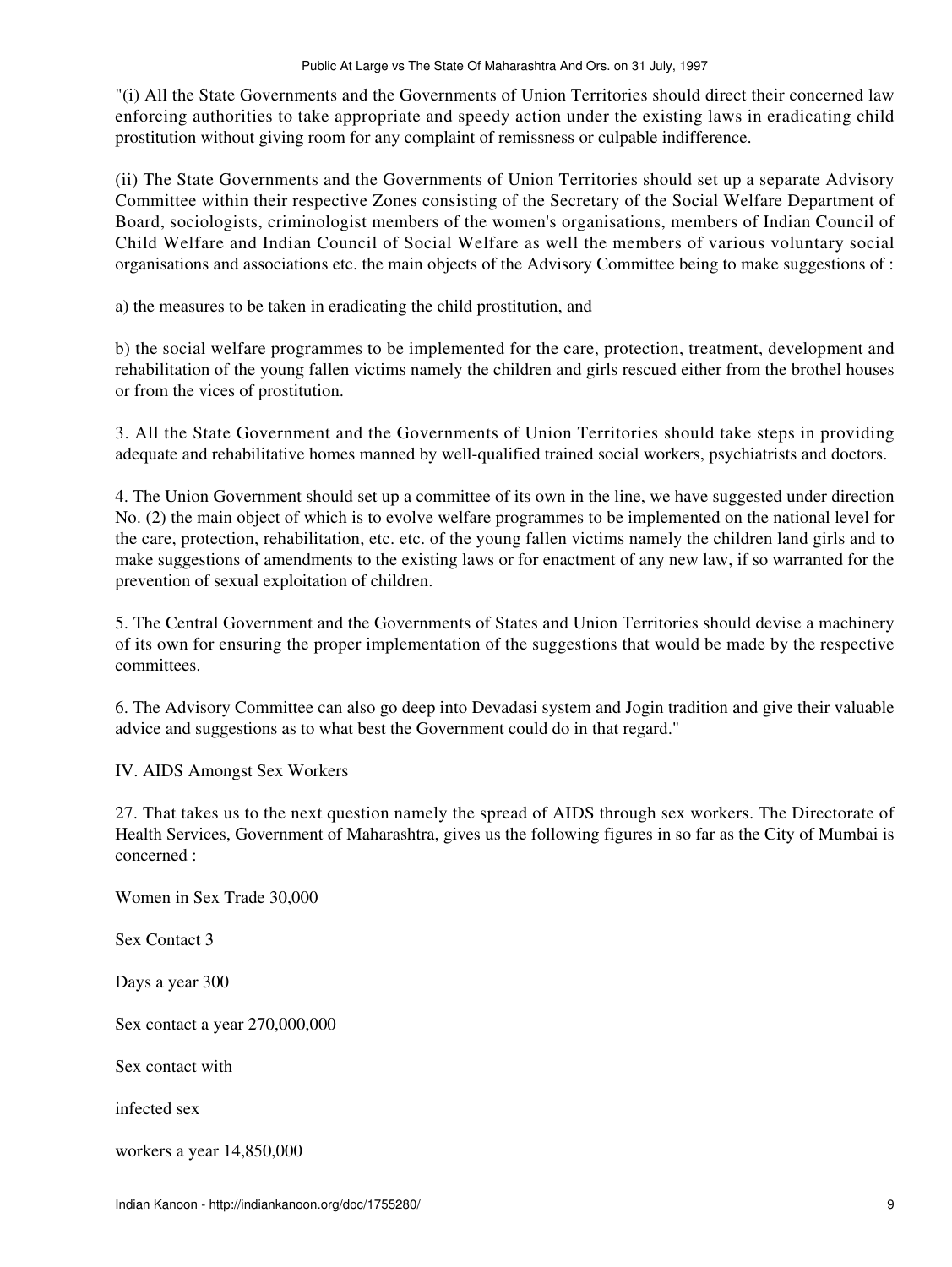"(i) All the State Governments and the Governments of Union Territories should direct their concerned law enforcing authorities to take appropriate and speedy action under the existing laws in eradicating child prostitution without giving room for any complaint of remissness or culpable indifference.

(ii) The State Governments and the Governments of Union Territories should set up a separate Advisory Committee within their respective Zones consisting of the Secretary of the Social Welfare Department of Board, sociologists, criminologist members of the women's organisations, members of Indian Council of Child Welfare and Indian Council of Social Welfare as well the members of various voluntary social organisations and associations etc. the main objects of the Advisory Committee being to make suggestions of :

a) the measures to be taken in eradicating the child prostitution, and

b) the social welfare programmes to be implemented for the care, protection, treatment, development and rehabilitation of the young fallen victims namely the children and girls rescued either from the brothel houses or from the vices of prostitution.

3. All the State Government and the Governments of Union Territories should take steps in providing adequate and rehabilitative homes manned by well-qualified trained social workers, psychiatrists and doctors.

4. The Union Government should set up a committee of its own in the line, we have suggested under direction No. (2) the main object of which is to evolve welfare programmes to be implemented on the national level for the care, protection, rehabilitation, etc. etc. of the young fallen victims namely the children land girls and to make suggestions of amendments to the existing laws or for enactment of any new law, if so warranted for the prevention of sexual exploitation of children.

5. The Central Government and the Governments of States and Union Territories should devise a machinery of its own for ensuring the proper implementation of the suggestions that would be made by the respective committees.

6. The Advisory Committee can also go deep into Devadasi system and Jogin tradition and give their valuable advice and suggestions as to what best the Government could do in that regard."

IV. AIDS Amongst Sex Workers

27. That takes us to the next question namely the spread of AIDS through sex workers. The Directorate of Health Services, Government of Maharashtra, gives us the following figures in so far as the City of Mumbai is concerned :

Women in Sex Trade 30,000

Sex Contact 3

Days a year 300

Sex contact a year 270,000,000

Sex contact with

infected sex

workers a year 14,850,000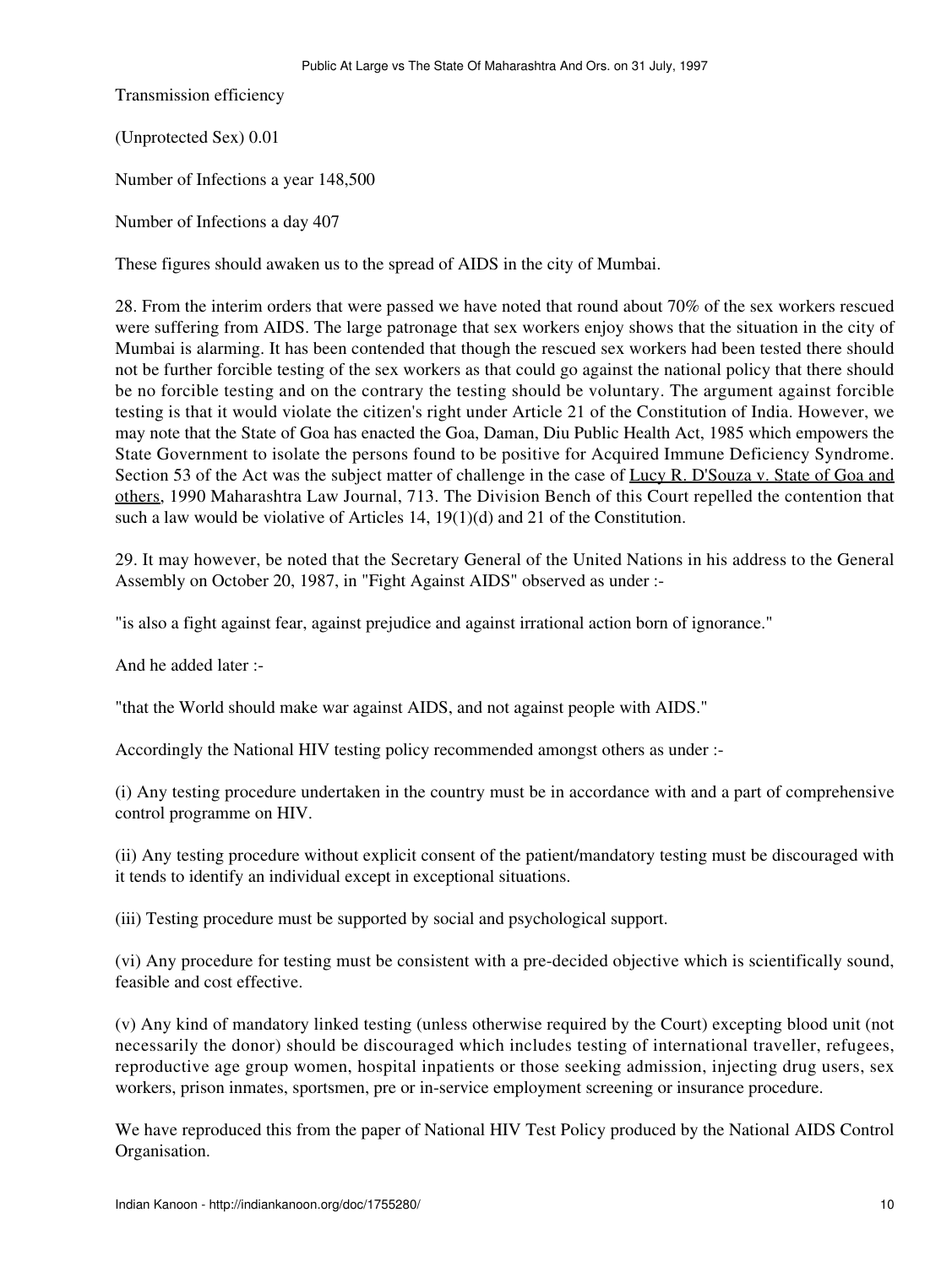Transmission efficiency

(Unprotected Sex) 0.01

Number of Infections a year 148,500

Number of Infections a day 407

These figures should awaken us to the spread of AIDS in the city of Mumbai.

28. From the interim orders that were passed we have noted that round about 70% of the sex workers rescued were suffering from AIDS. The large patronage that sex workers enjoy shows that the situation in the city of Mumbai is alarming. It has been contended that though the rescued sex workers had been tested there should not be further forcible testing of the sex workers as that could go against the national policy that there should be no forcible testing and on the contrary the testing should be voluntary. The argument against forcible testing is that it would violate the citizen's right under Article 21 of the Constitution of India. However, we may note that the State of Goa has enacted the Goa, Daman, Diu Public Health Act, 1985 which empowers the State Government to isolate the persons found to be positive for Acquired Immune Deficiency Syndrome. Section 53 of the Act was the subject matter of challenge in the case of Lucy R. D'Souza v. State of Goa and others, 1990 Maharashtra Law Journal, 713. The Division Bench of this Court repelled the contention that such a law would be violative of Articles 14, 19(1)(d) and 21 of the Constitution.

29. It may however, be noted that the Secretary General of the United Nations in his address to the General Assembly on October 20, 1987, in "Fight Against AIDS" observed as under :-

"is also a fight against fear, against prejudice and against irrational action born of ignorance."

And he added later :-

"that the World should make war against AIDS, and not against people with AIDS."

Accordingly the National HIV testing policy recommended amongst others as under :-

(i) Any testing procedure undertaken in the country must be in accordance with and a part of comprehensive control programme on HIV.

(ii) Any testing procedure without explicit consent of the patient/mandatory testing must be discouraged with it tends to identify an individual except in exceptional situations.

(iii) Testing procedure must be supported by social and psychological support.

(vi) Any procedure for testing must be consistent with a pre-decided objective which is scientifically sound, feasible and cost effective.

(v) Any kind of mandatory linked testing (unless otherwise required by the Court) excepting blood unit (not necessarily the donor) should be discouraged which includes testing of international traveller, refugees, reproductive age group women, hospital inpatients or those seeking admission, injecting drug users, sex workers, prison inmates, sportsmen, pre or in-service employment screening or insurance procedure.

We have reproduced this from the paper of National HIV Test Policy produced by the National AIDS Control Organisation.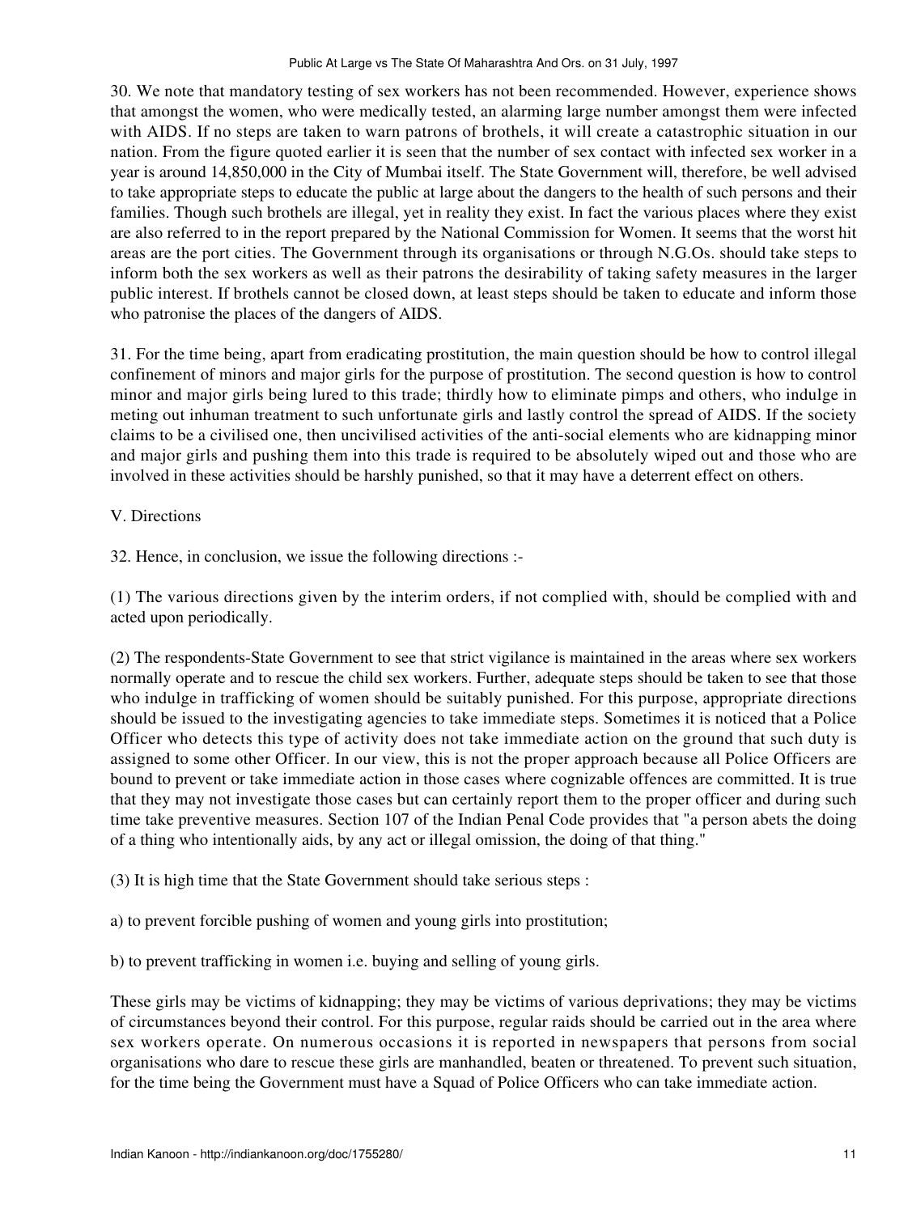30. We note that mandatory testing of sex workers has not been recommended. However, experience shows that amongst the women, who were medically tested, an alarming large number amongst them were infected with AIDS. If no steps are taken to warn patrons of brothels, it will create a catastrophic situation in our nation. From the figure quoted earlier it is seen that the number of sex contact with infected sex worker in a year is around 14,850,000 in the City of Mumbai itself. The State Government will, therefore, be well advised to take appropriate steps to educate the public at large about the dangers to the health of such persons and their families. Though such brothels are illegal, yet in reality they exist. In fact the various places where they exist are also referred to in the report prepared by the National Commission for Women. It seems that the worst hit areas are the port cities. The Government through its organisations or through N.G.Os. should take steps to inform both the sex workers as well as their patrons the desirability of taking safety measures in the larger public interest. If brothels cannot be closed down, at least steps should be taken to educate and inform those who patronise the places of the dangers of AIDS.

31. For the time being, apart from eradicating prostitution, the main question should be how to control illegal confinement of minors and major girls for the purpose of prostitution. The second question is how to control minor and major girls being lured to this trade; thirdly how to eliminate pimps and others, who indulge in meting out inhuman treatment to such unfortunate girls and lastly control the spread of AIDS. If the society claims to be a civilised one, then uncivilised activities of the anti-social elements who are kidnapping minor and major girls and pushing them into this trade is required to be absolutely wiped out and those who are involved in these activities should be harshly punished, so that it may have a deterrent effect on others.

## V. Directions

32. Hence, in conclusion, we issue the following directions :-

(1) The various directions given by the interim orders, if not complied with, should be complied with and acted upon periodically.

(2) The respondents-State Government to see that strict vigilance is maintained in the areas where sex workers normally operate and to rescue the child sex workers. Further, adequate steps should be taken to see that those who indulge in trafficking of women should be suitably punished. For this purpose, appropriate directions should be issued to the investigating agencies to take immediate steps. Sometimes it is noticed that a Police Officer who detects this type of activity does not take immediate action on the ground that such duty is assigned to some other Officer. In our view, this is not the proper approach because all Police Officers are bound to prevent or take immediate action in those cases where cognizable offences are committed. It is true that they may not investigate those cases but can certainly report them to the proper officer and during such time take preventive measures. Section 107 of the Indian Penal Code provides that "a person abets the doing of a thing who intentionally aids, by any act or illegal omission, the doing of that thing."

(3) It is high time that the State Government should take serious steps :

a) to prevent forcible pushing of women and young girls into prostitution;

b) to prevent trafficking in women i.e. buying and selling of young girls.

These girls may be victims of kidnapping; they may be victims of various deprivations; they may be victims of circumstances beyond their control. For this purpose, regular raids should be carried out in the area where sex workers operate. On numerous occasions it is reported in newspapers that persons from social organisations who dare to rescue these girls are manhandled, beaten or threatened. To prevent such situation, for the time being the Government must have a Squad of Police Officers who can take immediate action.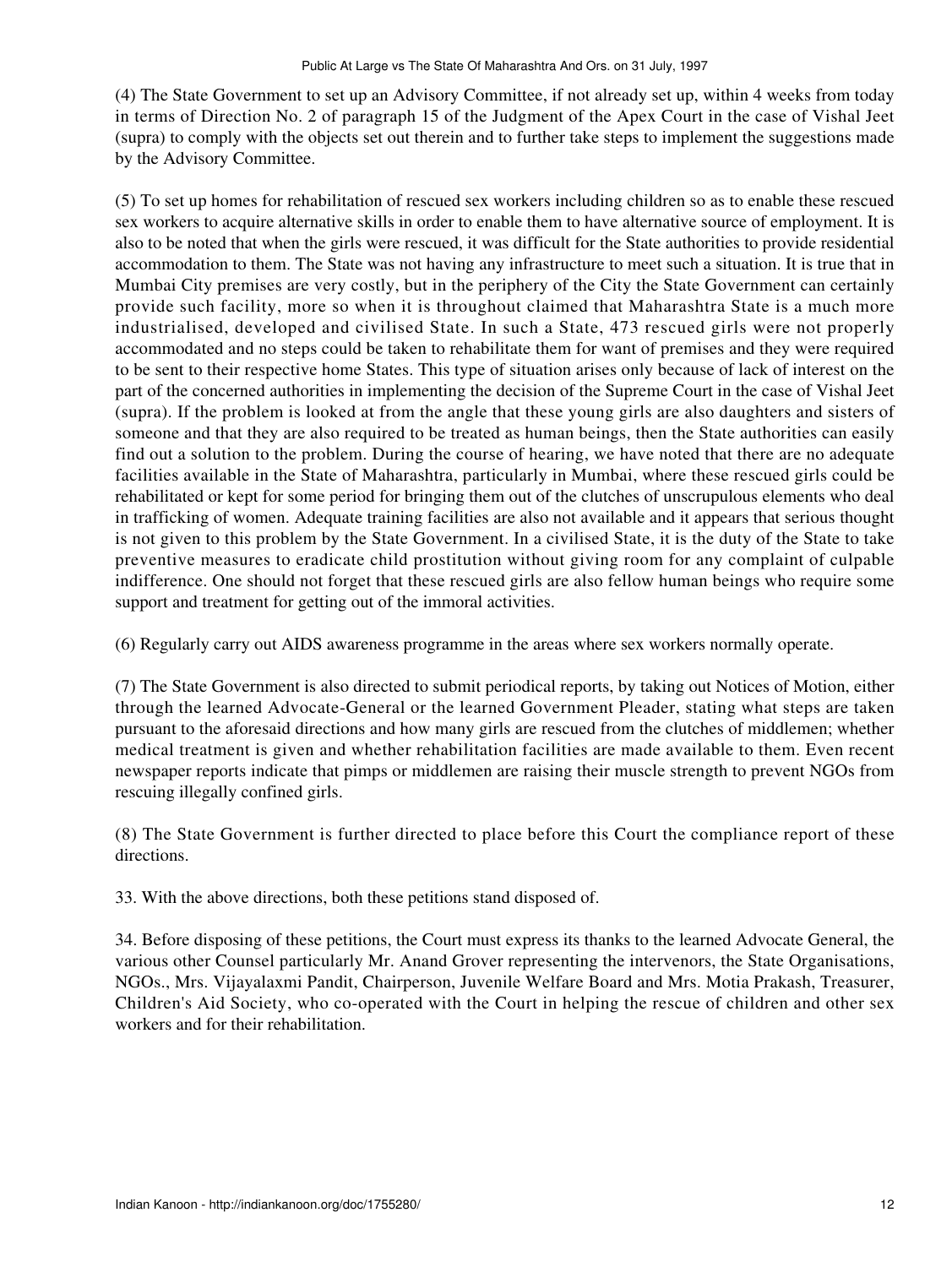(4) The State Government to set up an Advisory Committee, if not already set up, within 4 weeks from today in terms of Direction No. 2 of paragraph 15 of the Judgment of the Apex Court in the case of Vishal Jeet (supra) to comply with the objects set out therein and to further take steps to implement the suggestions made by the Advisory Committee.

(5) To set up homes for rehabilitation of rescued sex workers including children so as to enable these rescued sex workers to acquire alternative skills in order to enable them to have alternative source of employment. It is also to be noted that when the girls were rescued, it was difficult for the State authorities to provide residential accommodation to them. The State was not having any infrastructure to meet such a situation. It is true that in Mumbai City premises are very costly, but in the periphery of the City the State Government can certainly provide such facility, more so when it is throughout claimed that Maharashtra State is a much more industrialised, developed and civilised State. In such a State, 473 rescued girls were not properly accommodated and no steps could be taken to rehabilitate them for want of premises and they were required to be sent to their respective home States. This type of situation arises only because of lack of interest on the part of the concerned authorities in implementing the decision of the Supreme Court in the case of Vishal Jeet (supra). If the problem is looked at from the angle that these young girls are also daughters and sisters of someone and that they are also required to be treated as human beings, then the State authorities can easily find out a solution to the problem. During the course of hearing, we have noted that there are no adequate facilities available in the State of Maharashtra, particularly in Mumbai, where these rescued girls could be rehabilitated or kept for some period for bringing them out of the clutches of unscrupulous elements who deal in trafficking of women. Adequate training facilities are also not available and it appears that serious thought is not given to this problem by the State Government. In a civilised State, it is the duty of the State to take preventive measures to eradicate child prostitution without giving room for any complaint of culpable indifference. One should not forget that these rescued girls are also fellow human beings who require some support and treatment for getting out of the immoral activities.

(6) Regularly carry out AIDS awareness programme in the areas where sex workers normally operate.

(7) The State Government is also directed to submit periodical reports, by taking out Notices of Motion, either through the learned Advocate-General or the learned Government Pleader, stating what steps are taken pursuant to the aforesaid directions and how many girls are rescued from the clutches of middlemen; whether medical treatment is given and whether rehabilitation facilities are made available to them. Even recent newspaper reports indicate that pimps or middlemen are raising their muscle strength to prevent NGOs from rescuing illegally confined girls.

(8) The State Government is further directed to place before this Court the compliance report of these directions.

33. With the above directions, both these petitions stand disposed of.

34. Before disposing of these petitions, the Court must express its thanks to the learned Advocate General, the various other Counsel particularly Mr. Anand Grover representing the intervenors, the State Organisations, NGOs., Mrs. Vijayalaxmi Pandit, Chairperson, Juvenile Welfare Board and Mrs. Motia Prakash, Treasurer, Children's Aid Society, who co-operated with the Court in helping the rescue of children and other sex workers and for their rehabilitation.